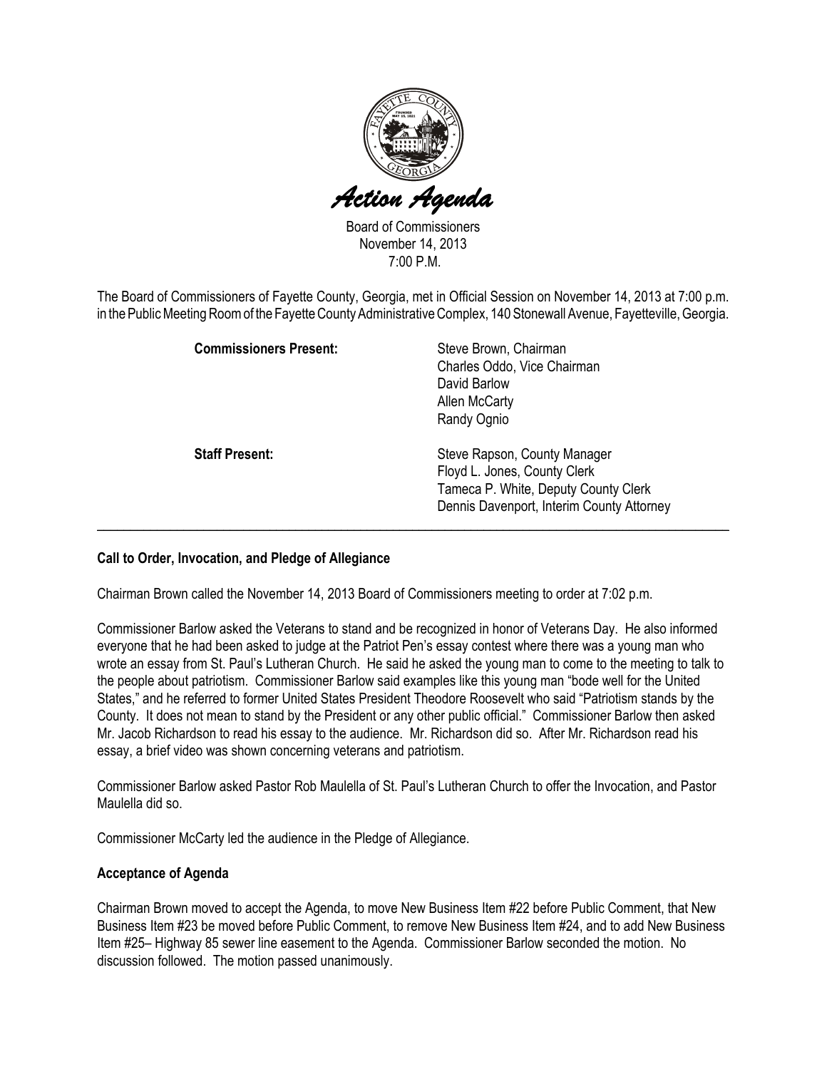# Action Agenda

Board of Commissioners
November 14, 2013
7:00 P.M.

The Board of Commissioners of Fayette County, Georgia, met in Official Session on November 14, 2013 at 7:00 p.m. in the Public Meeting Room of the Fayette County Administrative Complex, 140 Stonewall Avenue, Fayetteville, Georgia.

| | |
|---|---|
| **Commissioners Present:** | Steve Brown, Chairman<br>Charles Oddo, Vice Chairman<br>David Barlow<br>Allen McCarty<br>Randy Ognio |
| **Staff Present:** | Steve Rapson, County Manager<br>Floyd L. Jones, County Clerk<br>Tameca P. White, Deputy County Clerk<br>Dennis Davenport, Interim County Attorney |

---

**Call to Order, Invocation, and Pledge of Allegiance**

Chairman Brown called the November 14, 2013 Board of Commissioners meeting to order at 7:02 p.m.

Commissioner Barlow asked the Veterans to stand and be recognized in honor of Veterans Day. He also informed everyone that he had been asked to judge at the Patriot Pen's essay contest where there was a young man who wrote an essay from St. Paul's Lutheran Church. He said he asked the young man to come to the meeting to talk to the people about patriotism. Commissioner Barlow said examples like this young man "bode well for the United States," and he referred to former United States President Theodore Roosevelt who said "Patriotism stands by the County. It does not mean to stand by the President or any other public official." Commissioner Barlow then asked Mr. Jacob Richardson to read his essay to the audience. Mr. Richardson did so. After Mr. Richardson read his essay, a brief video was shown concerning veterans and patriotism.

Commissioner Barlow asked Pastor Rob Maulella of St. Paul's Lutheran Church to offer the Invocation, and Pastor Maulella did so.

Commissioner McCarty led the audience in the Pledge of Allegiance.

**Acceptance of Agenda**

Chairman Brown moved to accept the Agenda, to move New Business Item #22 before Public Comment, that New Business Item #23 be moved before Public Comment, to remove New Business Item #24, and to add New Business Item #25– Highway 85 sewer line easement to the Agenda. Commissioner Barlow seconded the motion. No discussion followed. The motion passed unanimously.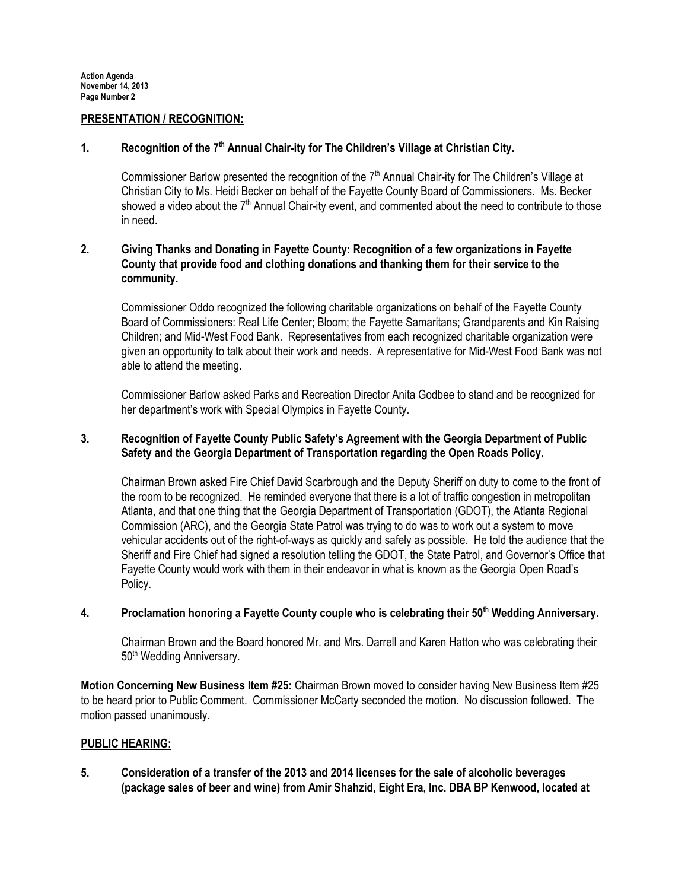## PRESENTATION / RECOGNITION:

**1. Recognition of the 7th Annual Chair-ity for The Children's Village at Christian City.**

Commissioner Barlow presented the recognition of the 7th Annual Chair-ity for The Children's Village at Christian City to Ms. Heidi Becker on behalf of the Fayette County Board of Commissioners. Ms. Becker showed a video about the 7th Annual Chair-ity event, and commented about the need to contribute to those in need.

**2. Giving Thanks and Donating in Fayette County: Recognition of a few organizations in Fayette County that provide food and clothing donations and thanking them for their service to the community.**

Commissioner Oddo recognized the following charitable organizations on behalf of the Fayette County Board of Commissioners: Real Life Center; Bloom; the Fayette Samaritans; Grandparents and Kin Raising Children; and Mid-West Food Bank. Representatives from each recognized charitable organization were given an opportunity to talk about their work and needs. A representative for Mid-West Food Bank was not able to attend the meeting.

Commissioner Barlow asked Parks and Recreation Director Anita Godbee to stand and be recognized for her department's work with Special Olympics in Fayette County.

**3. Recognition of Fayette County Public Safety's Agreement with the Georgia Department of Public Safety and the Georgia Department of Transportation regarding the Open Roads Policy.**

Chairman Brown asked Fire Chief David Scarbrough and the Deputy Sheriff on duty to come to the front of the room to be recognized. He reminded everyone that there is a lot of traffic congestion in metropolitan Atlanta, and that one thing that the Georgia Department of Transportation (GDOT), the Atlanta Regional Commission (ARC), and the Georgia State Patrol was trying to do was to work out a system to move vehicular accidents out of the right-of-ways as quickly and safely as possible. He told the audience that the Sheriff and Fire Chief had signed a resolution telling the GDOT, the State Patrol, and Governor's Office that Fayette County would work with them in their endeavor in what is known as the Georgia Open Road's Policy.

**4. Proclamation honoring a Fayette County couple who is celebrating their 50th Wedding Anniversary.**

Chairman Brown and the Board honored Mr. and Mrs. Darrell and Karen Hatton who was celebrating their 50th Wedding Anniversary.

**Motion Concerning New Business Item #25:** Chairman Brown moved to consider having New Business Item #25 to be heard prior to Public Comment. Commissioner McCarty seconded the motion. No discussion followed. The motion passed unanimously.

## PUBLIC HEARING:

**5. Consideration of a transfer of the 2013 and 2014 licenses for the sale of alcoholic beverages (package sales of beer and wine) from Amir Shahzid, Eight Era, Inc. DBA BP Kenwood, located at**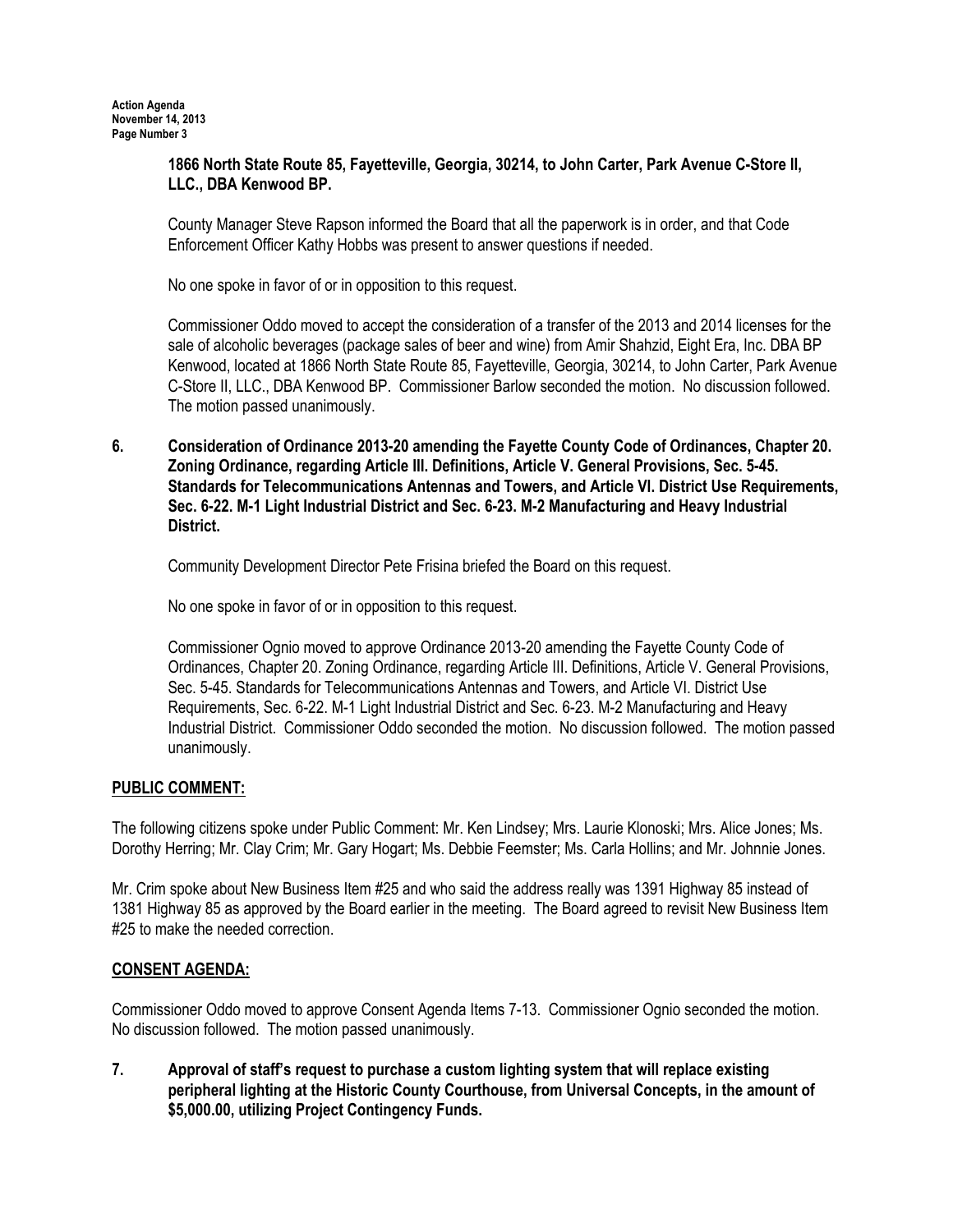**1866 North State Route 85, Fayetteville, Georgia, 30214, to John Carter, Park Avenue C-Store II, LLC., DBA Kenwood BP.**

County Manager Steve Rapson informed the Board that all the paperwork is in order, and that Code Enforcement Officer Kathy Hobbs was present to answer questions if needed.

No one spoke in favor of or in opposition to this request.

Commissioner Oddo moved to accept the consideration of a transfer of the 2013 and 2014 licenses for the sale of alcoholic beverages (package sales of beer and wine) from Amir Shahzid, Eight Era, Inc. DBA BP Kenwood, located at 1866 North State Route 85, Fayetteville, Georgia, 30214, to John Carter, Park Avenue C-Store II, LLC., DBA Kenwood BP. Commissioner Barlow seconded the motion. No discussion followed. The motion passed unanimously.

**6. Consideration of Ordinance 2013-20 amending the Fayette County Code of Ordinances, Chapter 20. Zoning Ordinance, regarding Article III. Definitions, Article V. General Provisions, Sec. 5-45. Standards for Telecommunications Antennas and Towers, and Article VI. District Use Requirements, Sec. 6-22. M-1 Light Industrial District and Sec. 6-23. M-2 Manufacturing and Heavy Industrial District.**

Community Development Director Pete Frisina briefed the Board on this request.

No one spoke in favor of or in opposition to this request.

Commissioner Ognio moved to approve Ordinance 2013-20 amending the Fayette County Code of Ordinances, Chapter 20. Zoning Ordinance, regarding Article III. Definitions, Article V. General Provisions, Sec. 5-45. Standards for Telecommunications Antennas and Towers, and Article VI. District Use Requirements, Sec. 6-22. M-1 Light Industrial District and Sec. 6-23. M-2 Manufacturing and Heavy Industrial District. Commissioner Oddo seconded the motion. No discussion followed. The motion passed unanimously.

## PUBLIC COMMENT:

The following citizens spoke under Public Comment: Mr. Ken Lindsey; Mrs. Laurie Klonoski; Mrs. Alice Jones; Ms. Dorothy Herring; Mr. Clay Crim; Mr. Gary Hogart; Ms. Debbie Feemster; Ms. Carla Hollins; and Mr. Johnnie Jones.

Mr. Crim spoke about New Business Item #25 and who said the address really was 1391 Highway 85 instead of 1381 Highway 85 as approved by the Board earlier in the meeting. The Board agreed to revisit New Business Item #25 to make the needed correction.

## CONSENT AGENDA:

Commissioner Oddo moved to approve Consent Agenda Items 7-13. Commissioner Ognio seconded the motion. No discussion followed. The motion passed unanimously.

**7. Approval of staff's request to purchase a custom lighting system that will replace existing peripheral lighting at the Historic County Courthouse, from Universal Concepts, in the amount of $5,000.00, utilizing Project Contingency Funds.**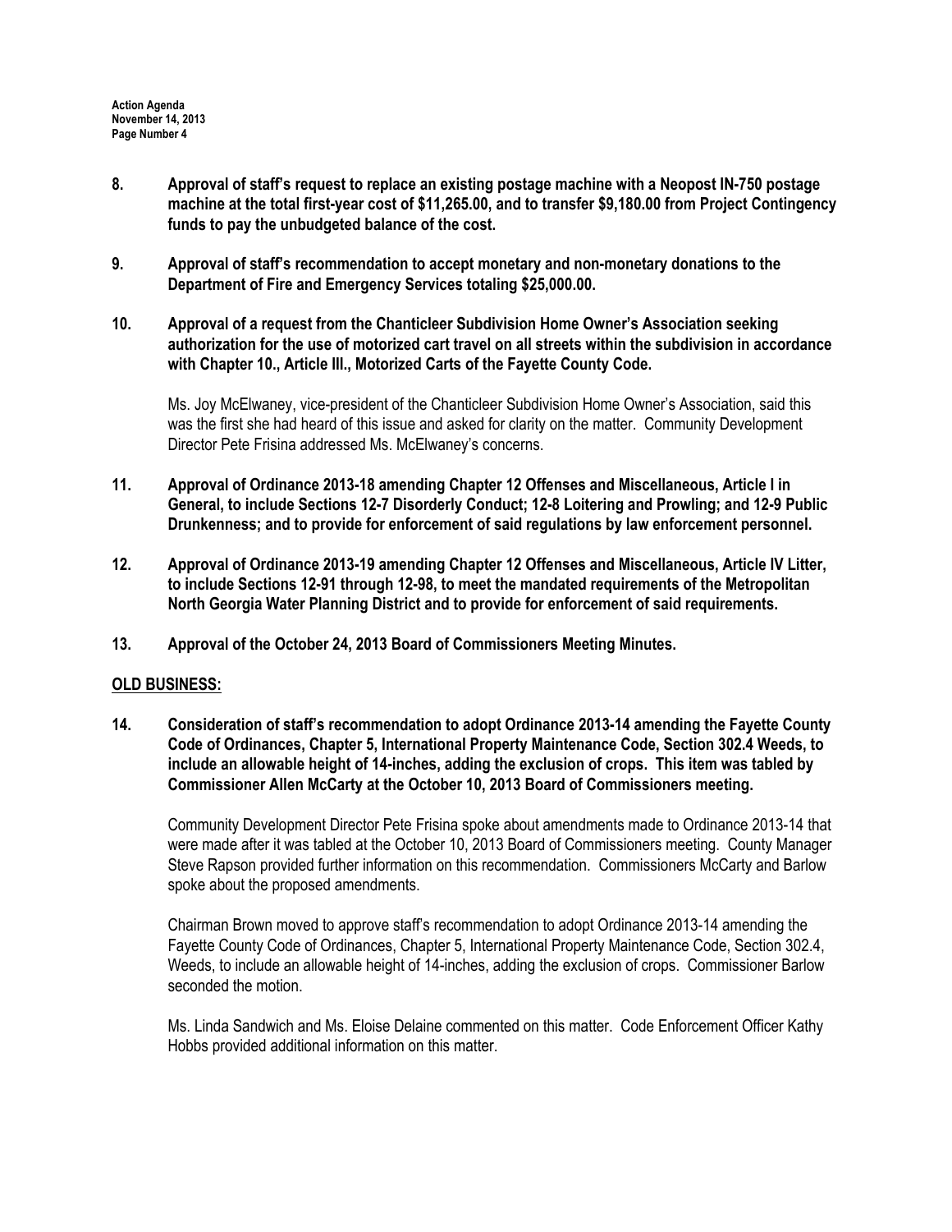**8. Approval of staff's request to replace an existing postage machine with a Neopost IN-750 postage machine at the total first-year cost of $11,265.00, and to transfer $9,180.00 from Project Contingency funds to pay the unbudgeted balance of the cost.**

**9. Approval of staff's recommendation to accept monetary and non-monetary donations to the Department of Fire and Emergency Services totaling $25,000.00.**

**10. Approval of a request from the Chanticleer Subdivision Home Owner's Association seeking authorization for the use of motorized cart travel on all streets within the subdivision in accordance with Chapter 10., Article III., Motorized Carts of the Fayette County Code.**

Ms. Joy McElwaney, vice-president of the Chanticleer Subdivision Home Owner's Association, said this was the first she had heard of this issue and asked for clarity on the matter. Community Development Director Pete Frisina addressed Ms. McElwaney's concerns.

**11. Approval of Ordinance 2013-18 amending Chapter 12 Offenses and Miscellaneous, Article I in General, to include Sections 12-7 Disorderly Conduct; 12-8 Loitering and Prowling; and 12-9 Public Drunkenness; and to provide for enforcement of said regulations by law enforcement personnel.**

**12. Approval of Ordinance 2013-19 amending Chapter 12 Offenses and Miscellaneous, Article IV Litter, to include Sections 12-91 through 12-98, to meet the mandated requirements of the Metropolitan North Georgia Water Planning District and to provide for enforcement of said requirements.**

**13. Approval of the October 24, 2013 Board of Commissioners Meeting Minutes.**

## OLD BUSINESS:

**14. Consideration of staff's recommendation to adopt Ordinance 2013-14 amending the Fayette County Code of Ordinances, Chapter 5, International Property Maintenance Code, Section 302.4 Weeds, to include an allowable height of 14-inches, adding the exclusion of crops. This item was tabled by Commissioner Allen McCarty at the October 10, 2013 Board of Commissioners meeting.**

Community Development Director Pete Frisina spoke about amendments made to Ordinance 2013-14 that were made after it was tabled at the October 10, 2013 Board of Commissioners meeting. County Manager Steve Rapson provided further information on this recommendation. Commissioners McCarty and Barlow spoke about the proposed amendments.

Chairman Brown moved to approve staff's recommendation to adopt Ordinance 2013-14 amending the Fayette County Code of Ordinances, Chapter 5, International Property Maintenance Code, Section 302.4, Weeds, to include an allowable height of 14-inches, adding the exclusion of crops. Commissioner Barlow seconded the motion.

Ms. Linda Sandwich and Ms. Eloise Delaine commented on this matter. Code Enforcement Officer Kathy Hobbs provided additional information on this matter.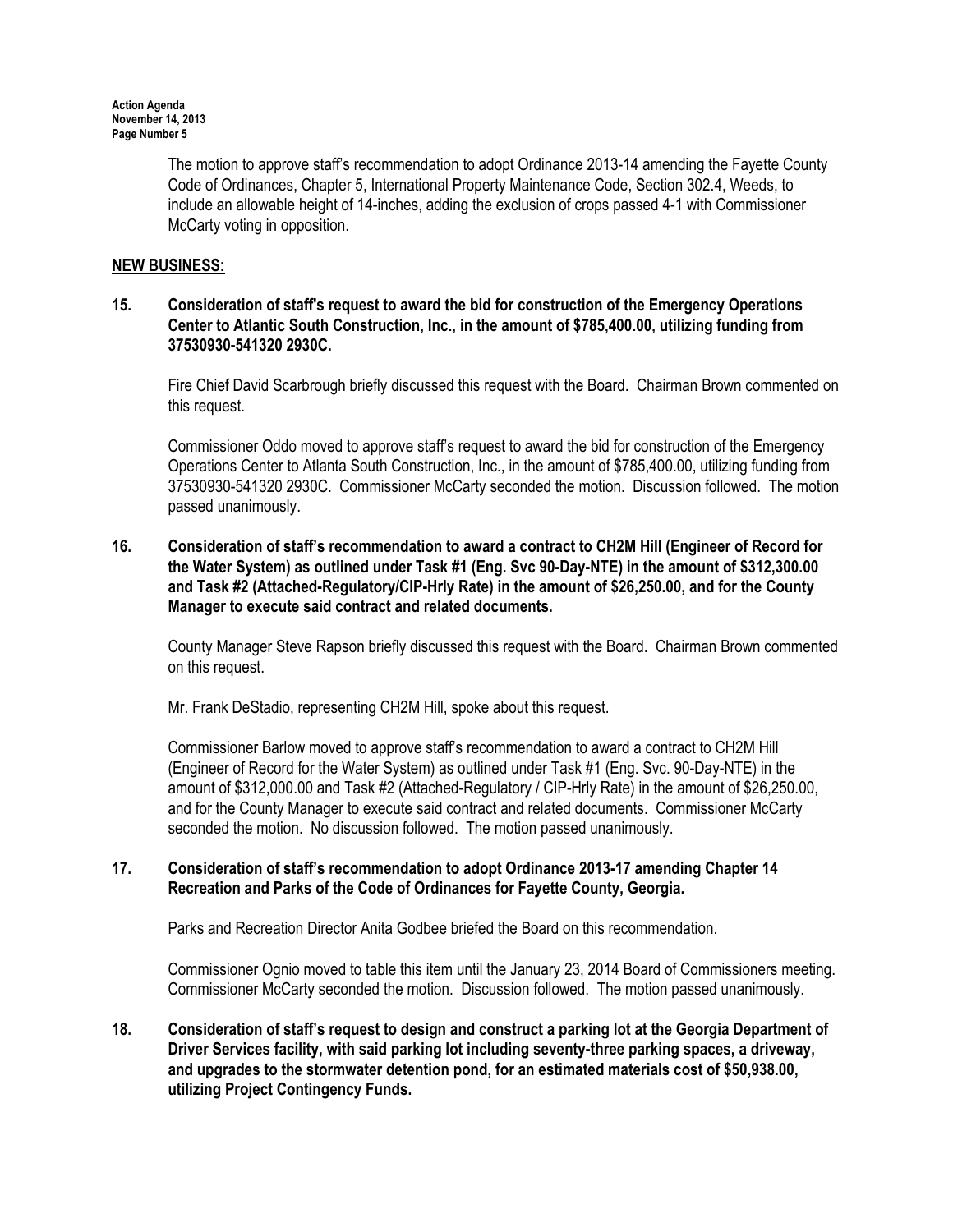The motion to approve staff's recommendation to adopt Ordinance 2013-14 amending the Fayette County Code of Ordinances, Chapter 5, International Property Maintenance Code, Section 302.4, Weeds, to include an allowable height of 14-inches, adding the exclusion of crops passed 4-1 with Commissioner McCarty voting in opposition.

## NEW BUSINESS:

**15. Consideration of staff's request to award the bid for construction of the Emergency Operations Center to Atlantic South Construction, Inc., in the amount of $785,400.00, utilizing funding from 37530930-541320 2930C.**

Fire Chief David Scarbrough briefly discussed this request with the Board. Chairman Brown commented on this request.

Commissioner Oddo moved to approve staff's request to award the bid for construction of the Emergency Operations Center to Atlanta South Construction, Inc., in the amount of $785,400.00, utilizing funding from 37530930-541320 2930C. Commissioner McCarty seconded the motion. Discussion followed. The motion passed unanimously.

**16. Consideration of staff's recommendation to award a contract to CH2M Hill (Engineer of Record for the Water System) as outlined under Task #1 (Eng. Svc 90-Day-NTE) in the amount of $312,300.00 and Task #2 (Attached-Regulatory/CIP-Hrly Rate) in the amount of $26,250.00, and for the County Manager to execute said contract and related documents.**

County Manager Steve Rapson briefly discussed this request with the Board. Chairman Brown commented on this request.

Mr. Frank DeStadio, representing CH2M Hill, spoke about this request.

Commissioner Barlow moved to approve staff's recommendation to award a contract to CH2M Hill (Engineer of Record for the Water System) as outlined under Task #1 (Eng. Svc. 90-Day-NTE) in the amount of $312,000.00 and Task #2 (Attached-Regulatory / CIP-Hrly Rate) in the amount of $26,250.00, and for the County Manager to execute said contract and related documents. Commissioner McCarty seconded the motion. No discussion followed. The motion passed unanimously.

**17. Consideration of staff's recommendation to adopt Ordinance 2013-17 amending Chapter 14 Recreation and Parks of the Code of Ordinances for Fayette County, Georgia.**

Parks and Recreation Director Anita Godbee briefed the Board on this recommendation.

Commissioner Ognio moved to table this item until the January 23, 2014 Board of Commissioners meeting. Commissioner McCarty seconded the motion. Discussion followed. The motion passed unanimously.

**18. Consideration of staff's request to design and construct a parking lot at the Georgia Department of Driver Services facility, with said parking lot including seventy-three parking spaces, a driveway, and upgrades to the stormwater detention pond, for an estimated materials cost of $50,938.00, utilizing Project Contingency Funds.**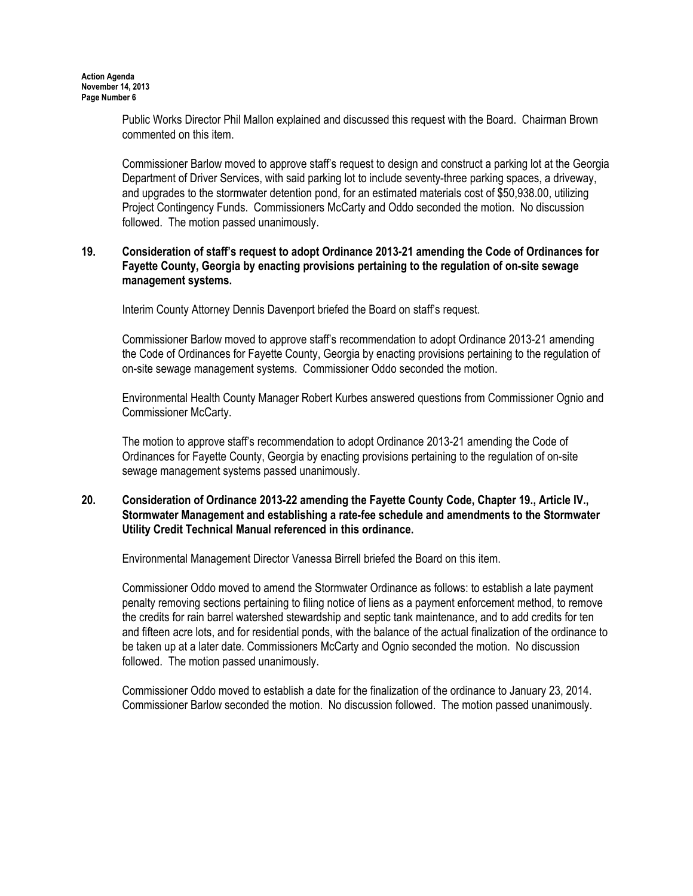Public Works Director Phil Mallon explained and discussed this request with the Board. Chairman Brown commented on this item.

Commissioner Barlow moved to approve staff's request to design and construct a parking lot at the Georgia Department of Driver Services, with said parking lot to include seventy-three parking spaces, a driveway, and upgrades to the stormwater detention pond, for an estimated materials cost of $50,938.00, utilizing Project Contingency Funds. Commissioners McCarty and Oddo seconded the motion. No discussion followed. The motion passed unanimously.

**19. Consideration of staff's request to adopt Ordinance 2013-21 amending the Code of Ordinances for Fayette County, Georgia by enacting provisions pertaining to the regulation of on-site sewage management systems.**

Interim County Attorney Dennis Davenport briefed the Board on staff's request.

Commissioner Barlow moved to approve staff's recommendation to adopt Ordinance 2013-21 amending the Code of Ordinances for Fayette County, Georgia by enacting provisions pertaining to the regulation of on-site sewage management systems. Commissioner Oddo seconded the motion.

Environmental Health County Manager Robert Kurbes answered questions from Commissioner Ognio and Commissioner McCarty.

The motion to approve staff's recommendation to adopt Ordinance 2013-21 amending the Code of Ordinances for Fayette County, Georgia by enacting provisions pertaining to the regulation of on-site sewage management systems passed unanimously.

**20. Consideration of Ordinance 2013-22 amending the Fayette County Code, Chapter 19., Article IV., Stormwater Management and establishing a rate-fee schedule and amendments to the Stormwater Utility Credit Technical Manual referenced in this ordinance.**

Environmental Management Director Vanessa Birrell briefed the Board on this item.

Commissioner Oddo moved to amend the Stormwater Ordinance as follows: to establish a late payment penalty removing sections pertaining to filing notice of liens as a payment enforcement method, to remove the credits for rain barrel watershed stewardship and septic tank maintenance, and to add credits for ten and fifteen acre lots, and for residential ponds, with the balance of the actual finalization of the ordinance to be taken up at a later date. Commissioners McCarty and Ognio seconded the motion. No discussion followed. The motion passed unanimously.

Commissioner Oddo moved to establish a date for the finalization of the ordinance to January 23, 2014. Commissioner Barlow seconded the motion. No discussion followed. The motion passed unanimously.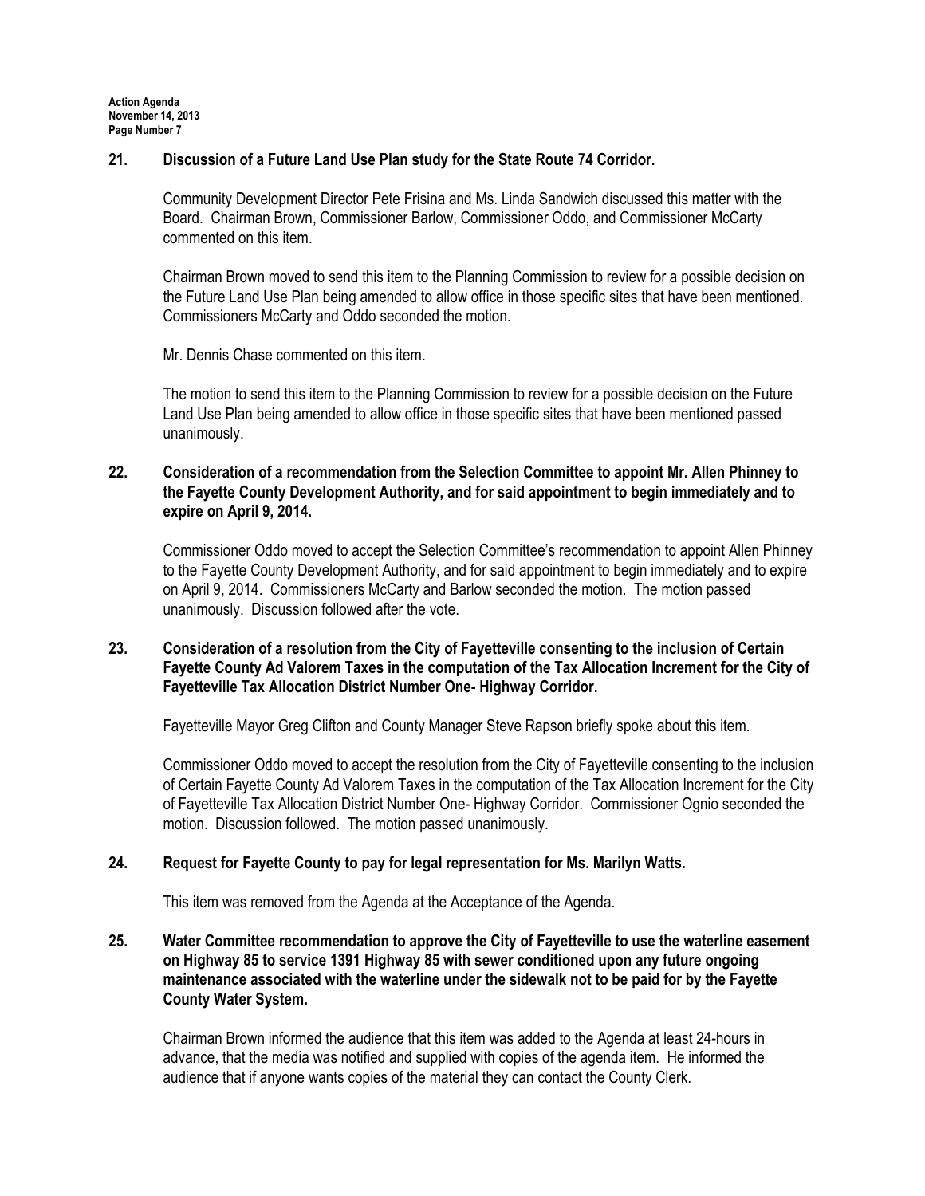**21. Discussion of a Future Land Use Plan study for the State Route 74 Corridor.**

Community Development Director Pete Frisina and Ms. Linda Sandwich discussed this matter with the Board. Chairman Brown, Commissioner Barlow, Commissioner Oddo, and Commissioner McCarty commented on this item.

Chairman Brown moved to send this item to the Planning Commission to review for a possible decision on the Future Land Use Plan being amended to allow office in those specific sites that have been mentioned. Commissioners McCarty and Oddo seconded the motion.

Mr. Dennis Chase commented on this item.

The motion to send this item to the Planning Commission to review for a possible decision on the Future Land Use Plan being amended to allow office in those specific sites that have been mentioned passed unanimously.

**22. Consideration of a recommendation from the Selection Committee to appoint Mr. Allen Phinney to the Fayette County Development Authority, and for said appointment to begin immediately and to expire on April 9, 2014.**

Commissioner Oddo moved to accept the Selection Committee's recommendation to appoint Allen Phinney to the Fayette County Development Authority, and for said appointment to begin immediately and to expire on April 9, 2014. Commissioners McCarty and Barlow seconded the motion. The motion passed unanimously. Discussion followed after the vote.

**23. Consideration of a resolution from the City of Fayetteville consenting to the inclusion of Certain Fayette County Ad Valorem Taxes in the computation of the Tax Allocation Increment for the City of Fayetteville Tax Allocation District Number One- Highway Corridor.**

Fayetteville Mayor Greg Clifton and County Manager Steve Rapson briefly spoke about this item.

Commissioner Oddo moved to accept the resolution from the City of Fayetteville consenting to the inclusion of Certain Fayette County Ad Valorem Taxes in the computation of the Tax Allocation Increment for the City of Fayetteville Tax Allocation District Number One- Highway Corridor. Commissioner Ognio seconded the motion. Discussion followed. The motion passed unanimously.

**24. Request for Fayette County to pay for legal representation for Ms. Marilyn Watts.**

This item was removed from the Agenda at the Acceptance of the Agenda.

**25. Water Committee recommendation to approve the City of Fayetteville to use the waterline easement on Highway 85 to service 1391 Highway 85 with sewer conditioned upon any future ongoing maintenance associated with the waterline under the sidewalk not to be paid for by the Fayette County Water System.**

Chairman Brown informed the audience that this item was added to the Agenda at least 24-hours in advance, that the media was notified and supplied with copies of the agenda item. He informed the audience that if anyone wants copies of the material they can contact the County Clerk.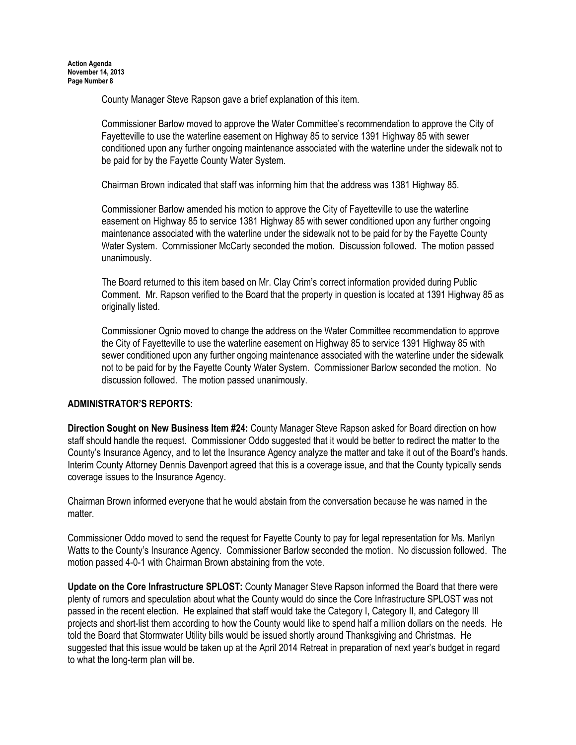County Manager Steve Rapson gave a brief explanation of this item.

Commissioner Barlow moved to approve the Water Committee's recommendation to approve the City of Fayetteville to use the waterline easement on Highway 85 to service 1391 Highway 85 with sewer conditioned upon any further ongoing maintenance associated with the waterline under the sidewalk not to be paid for by the Fayette County Water System.

Chairman Brown indicated that staff was informing him that the address was 1381 Highway 85.

Commissioner Barlow amended his motion to approve the City of Fayetteville to use the waterline easement on Highway 85 to service 1381 Highway 85 with sewer conditioned upon any further ongoing maintenance associated with the waterline under the sidewalk not to be paid for by the Fayette County Water System. Commissioner McCarty seconded the motion. Discussion followed. The motion passed unanimously.

The Board returned to this item based on Mr. Clay Crim's correct information provided during Public Comment. Mr. Rapson verified to the Board that the property in question is located at 1391 Highway 85 as originally listed.

Commissioner Ognio moved to change the address on the Water Committee recommendation to approve the City of Fayetteville to use the waterline easement on Highway 85 to service 1391 Highway 85 with sewer conditioned upon any further ongoing maintenance associated with the waterline under the sidewalk not to be paid for by the Fayette County Water System. Commissioner Barlow seconded the motion. No discussion followed. The motion passed unanimously.

## ADMINISTRATOR'S REPORTS:

**Direction Sought on New Business Item #24:** County Manager Steve Rapson asked for Board direction on how staff should handle the request. Commissioner Oddo suggested that it would be better to redirect the matter to the County's Insurance Agency, and to let the Insurance Agency analyze the matter and take it out of the Board's hands. Interim County Attorney Dennis Davenport agreed that this is a coverage issue, and that the County typically sends coverage issues to the Insurance Agency.

Chairman Brown informed everyone that he would abstain from the conversation because he was named in the matter.

Commissioner Oddo moved to send the request for Fayette County to pay for legal representation for Ms. Marilyn Watts to the County's Insurance Agency. Commissioner Barlow seconded the motion. No discussion followed. The motion passed 4-0-1 with Chairman Brown abstaining from the vote.

**Update on the Core Infrastructure SPLOST:** County Manager Steve Rapson informed the Board that there were plenty of rumors and speculation about what the County would do since the Core Infrastructure SPLOST was not passed in the recent election. He explained that staff would take the Category I, Category II, and Category III projects and short-list them according to how the County would like to spend half a million dollars on the needs. He told the Board that Stormwater Utility bills would be issued shortly around Thanksgiving and Christmas. He suggested that this issue would be taken up at the April 2014 Retreat in preparation of next year's budget in regard to what the long-term plan will be.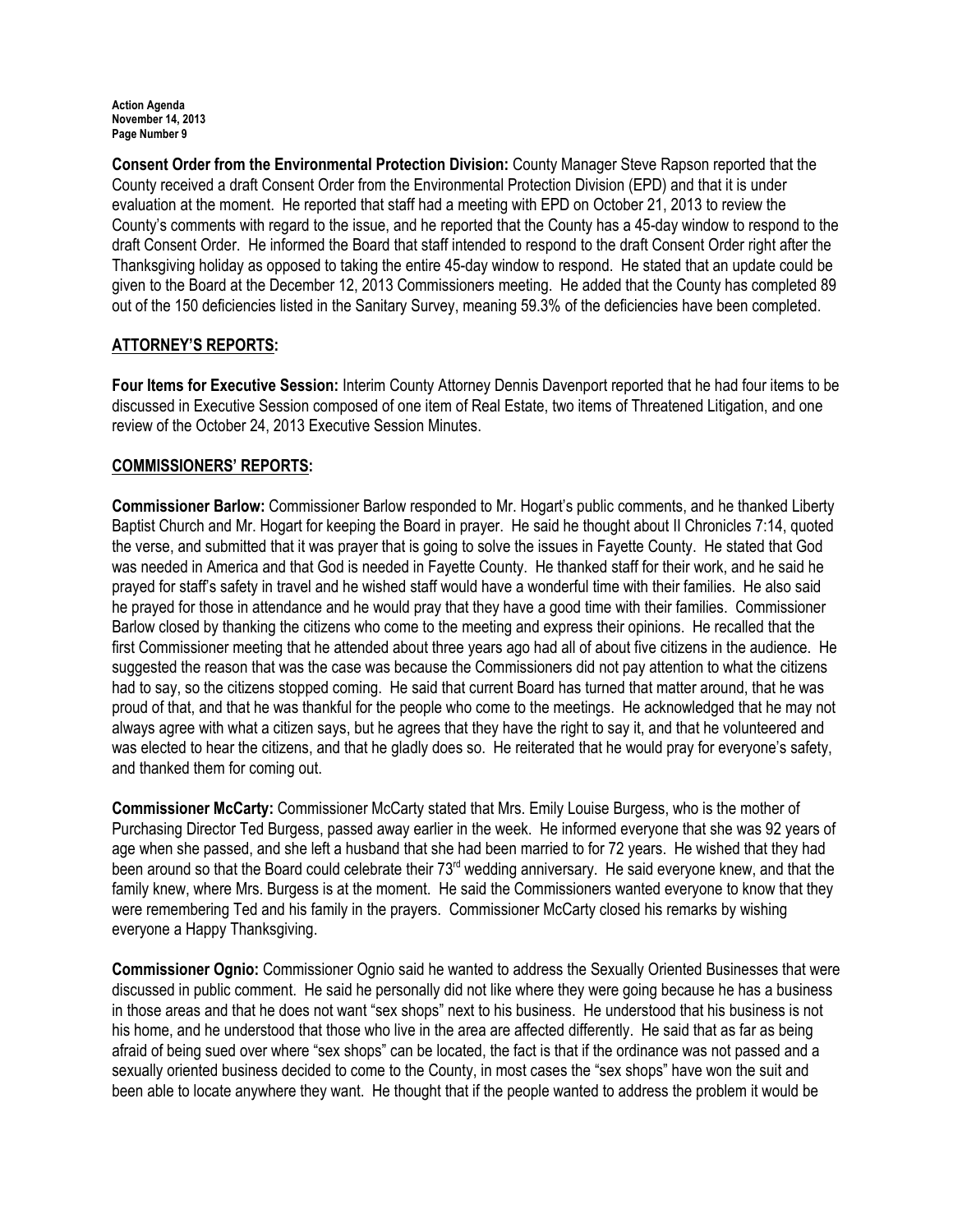**Consent Order from the Environmental Protection Division:** County Manager Steve Rapson reported that the County received a draft Consent Order from the Environmental Protection Division (EPD) and that it is under evaluation at the moment. He reported that staff had a meeting with EPD on October 21, 2013 to review the County's comments with regard to the issue, and he reported that the County has a 45-day window to respond to the draft Consent Order. He informed the Board that staff intended to respond to the draft Consent Order right after the Thanksgiving holiday as opposed to taking the entire 45-day window to respond. He stated that an update could be given to the Board at the December 12, 2013 Commissioners meeting. He added that the County has completed 89 out of the 150 deficiencies listed in the Sanitary Survey, meaning 59.3% of the deficiencies have been completed.

## ATTORNEY'S REPORTS:

**Four Items for Executive Session:** Interim County Attorney Dennis Davenport reported that he had four items to be discussed in Executive Session composed of one item of Real Estate, two items of Threatened Litigation, and one review of the October 24, 2013 Executive Session Minutes.

## COMMISSIONERS' REPORTS:

**Commissioner Barlow:** Commissioner Barlow responded to Mr. Hogart's public comments, and he thanked Liberty Baptist Church and Mr. Hogart for keeping the Board in prayer. He said he thought about II Chronicles 7:14, quoted the verse, and submitted that it was prayer that is going to solve the issues in Fayette County. He stated that God was needed in America and that God is needed in Fayette County. He thanked staff for their work, and he said he prayed for staff's safety in travel and he wished staff would have a wonderful time with their families. He also said he prayed for those in attendance and he would pray that they have a good time with their families. Commissioner Barlow closed by thanking the citizens who come to the meeting and express their opinions. He recalled that the first Commissioner meeting that he attended about three years ago had all of about five citizens in the audience. He suggested the reason that was the case was because the Commissioners did not pay attention to what the citizens had to say, so the citizens stopped coming. He said that current Board has turned that matter around, that he was proud of that, and that he was thankful for the people who come to the meetings. He acknowledged that he may not always agree with what a citizen says, but he agrees that they have the right to say it, and that he volunteered and was elected to hear the citizens, and that he gladly does so. He reiterated that he would pray for everyone's safety, and thanked them for coming out.

**Commissioner McCarty:** Commissioner McCarty stated that Mrs. Emily Louise Burgess, who is the mother of Purchasing Director Ted Burgess, passed away earlier in the week. He informed everyone that she was 92 years of age when she passed, and she left a husband that she had been married to for 72 years. He wished that they had been around so that the Board could celebrate their 73rd wedding anniversary. He said everyone knew, and that the family knew, where Mrs. Burgess is at the moment. He said the Commissioners wanted everyone to know that they were remembering Ted and his family in the prayers. Commissioner McCarty closed his remarks by wishing everyone a Happy Thanksgiving.

**Commissioner Ognio:** Commissioner Ognio said he wanted to address the Sexually Oriented Businesses that were discussed in public comment. He said he personally did not like where they were going because he has a business in those areas and that he does not want "sex shops" next to his business. He understood that his business is not his home, and he understood that those who live in the area are affected differently. He said that as far as being afraid of being sued over where "sex shops" can be located, the fact is that if the ordinance was not passed and a sexually oriented business decided to come to the County, in most cases the "sex shops" have won the suit and been able to locate anywhere they want. He thought that if the people wanted to address the problem it would be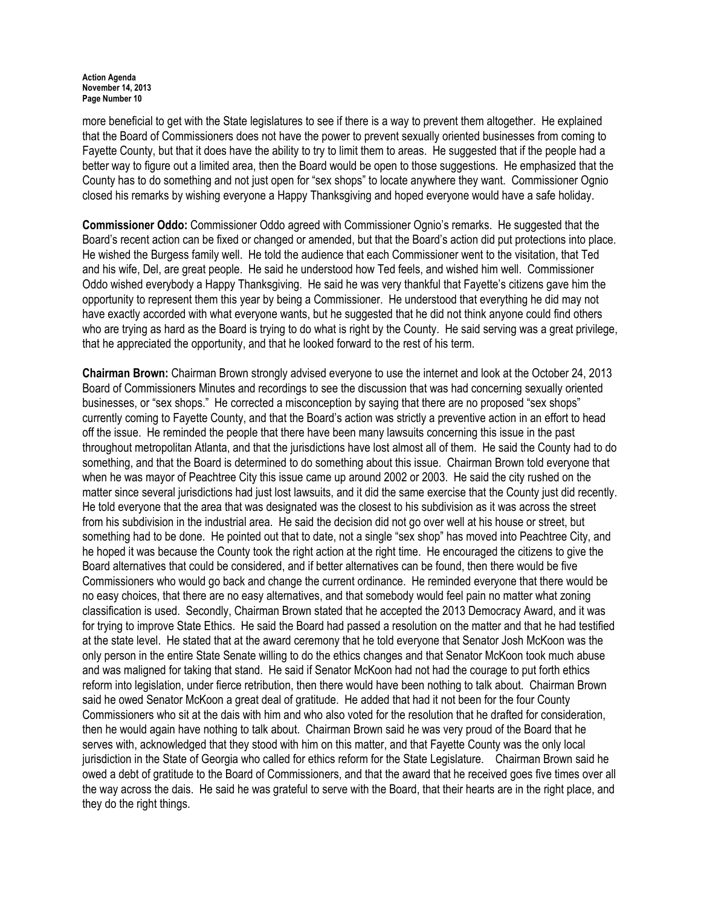more beneficial to get with the State legislatures to see if there is a way to prevent them altogether. He explained that the Board of Commissioners does not have the power to prevent sexually oriented businesses from coming to Fayette County, but that it does have the ability to try to limit them to areas. He suggested that if the people had a better way to figure out a limited area, then the Board would be open to those suggestions. He emphasized that the County has to do something and not just open for "sex shops" to locate anywhere they want. Commissioner Ognio closed his remarks by wishing everyone a Happy Thanksgiving and hoped everyone would have a safe holiday.

**Commissioner Oddo:** Commissioner Oddo agreed with Commissioner Ognio's remarks. He suggested that the Board's recent action can be fixed or changed or amended, but that the Board's action did put protections into place. He wished the Burgess family well. He told the audience that each Commissioner went to the visitation, that Ted and his wife, Del, are great people. He said he understood how Ted feels, and wished him well. Commissioner Oddo wished everybody a Happy Thanksgiving. He said he was very thankful that Fayette's citizens gave him the opportunity to represent them this year by being a Commissioner. He understood that everything he did may not have exactly accorded with what everyone wants, but he suggested that he did not think anyone could find others who are trying as hard as the Board is trying to do what is right by the County. He said serving was a great privilege, that he appreciated the opportunity, and that he looked forward to the rest of his term.

**Chairman Brown:** Chairman Brown strongly advised everyone to use the internet and look at the October 24, 2013 Board of Commissioners Minutes and recordings to see the discussion that was had concerning sexually oriented businesses, or "sex shops." He corrected a misconception by saying that there are no proposed "sex shops" currently coming to Fayette County, and that the Board's action was strictly a preventive action in an effort to head off the issue. He reminded the people that there have been many lawsuits concerning this issue in the past throughout metropolitan Atlanta, and that the jurisdictions have lost almost all of them. He said the County had to do something, and that the Board is determined to do something about this issue. Chairman Brown told everyone that when he was mayor of Peachtree City this issue came up around 2002 or 2003. He said the city rushed on the matter since several jurisdictions had just lost lawsuits, and it did the same exercise that the County just did recently. He told everyone that the area that was designated was the closest to his subdivision as it was across the street from his subdivision in the industrial area. He said the decision did not go over well at his house or street, but something had to be done. He pointed out that to date, not a single "sex shop" has moved into Peachtree City, and he hoped it was because the County took the right action at the right time. He encouraged the citizens to give the Board alternatives that could be considered, and if better alternatives can be found, then there would be five Commissioners who would go back and change the current ordinance. He reminded everyone that there would be no easy choices, that there are no easy alternatives, and that somebody would feel pain no matter what zoning classification is used. Secondly, Chairman Brown stated that he accepted the 2013 Democracy Award, and it was for trying to improve State Ethics. He said the Board had passed a resolution on the matter and that he had testified at the state level. He stated that at the award ceremony that he told everyone that Senator Josh McKoon was the only person in the entire State Senate willing to do the ethics changes and that Senator McKoon took much abuse and was maligned for taking that stand. He said if Senator McKoon had not had the courage to put forth ethics reform into legislation, under fierce retribution, then there would have been nothing to talk about. Chairman Brown said he owed Senator McKoon a great deal of gratitude. He added that had it not been for the four County Commissioners who sit at the dais with him and who also voted for the resolution that he drafted for consideration, then he would again have nothing to talk about. Chairman Brown said he was very proud of the Board that he serves with, acknowledged that they stood with him on this matter, and that Fayette County was the only local jurisdiction in the State of Georgia who called for ethics reform for the State Legislature. Chairman Brown said he owed a debt of gratitude to the Board of Commissioners, and that the award that he received goes five times over all the way across the dais. He said he was grateful to serve with the Board, that their hearts are in the right place, and they do the right things.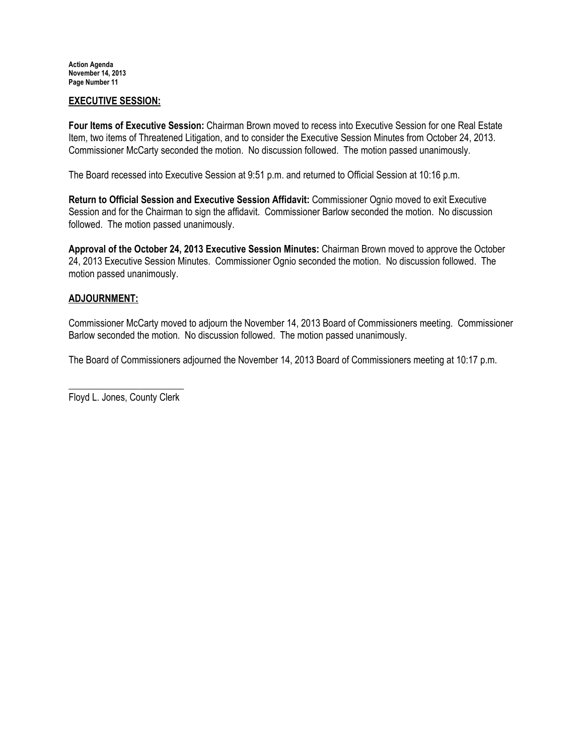## EXECUTIVE SESSION:

**Four Items of Executive Session:** Chairman Brown moved to recess into Executive Session for one Real Estate Item, two items of Threatened Litigation, and to consider the Executive Session Minutes from October 24, 2013. Commissioner McCarty seconded the motion. No discussion followed. The motion passed unanimously.

The Board recessed into Executive Session at 9:51 p.m. and returned to Official Session at 10:16 p.m.

**Return to Official Session and Executive Session Affidavit:** Commissioner Ognio moved to exit Executive Session and for the Chairman to sign the affidavit. Commissioner Barlow seconded the motion. No discussion followed. The motion passed unanimously.

**Approval of the October 24, 2013 Executive Session Minutes:** Chairman Brown moved to approve the October 24, 2013 Executive Session Minutes. Commissioner Ognio seconded the motion. No discussion followed. The motion passed unanimously.

## ADJOURNMENT:

Commissioner McCarty moved to adjourn the November 14, 2013 Board of Commissioners meeting. Commissioner Barlow seconded the motion. No discussion followed. The motion passed unanimously.

The Board of Commissioners adjourned the November 14, 2013 Board of Commissioners meeting at 10:17 p.m.

\_\_\_\_\_\_\_\_\_\_\_\_\_\_\_\_\_\_\_\_\_\_\_\_\_\_

Floyd L. Jones, County Clerk